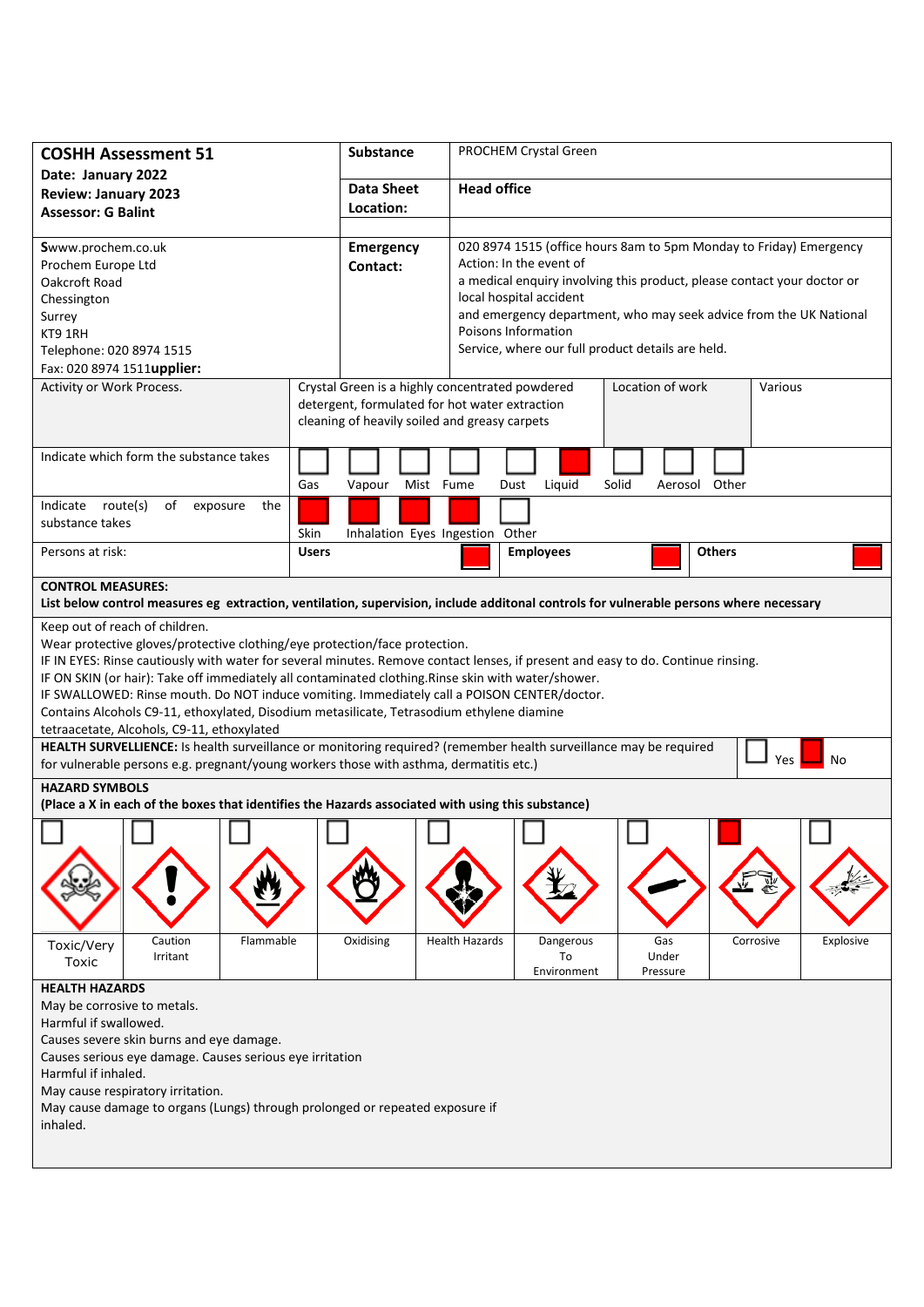| **COSHH Assessment 51** **Date: January 2022** **Review: January 2023** **Assessor: G Balint** | **Substance** | PROCHEM Crystal Green |
|---|---|---|
| | **Data Sheet Location:** | **Head office** |
| Swww.prochem.co.uk Prochem Europe Ltd Oakcroft Road Chessington Surrey KT9 1RH Telephone: 020 8974 1515 Fax: 020 8974 1511**upplier:** | **Emergency Contact:** | 020 8974 1515 (office hours 8am to 5pm Monday to Friday) Emergency Action: In the event of a medical enquiry involving this product, please contact your doctor or local hospital accident and emergency department, who may seek advice from the UK National Poisons Information Service, where our full product details are held. |

| Activity or Work Process. | Crystal Green is a highly concentrated powdered detergent, formulated for hot water extraction cleaning of heavily soiled and greasy carpets | Location of work | Various |
|---|---|---|---|

| Indicate which form the substance takes | Gas ☐ | Vapour ☐ | Mist ☐ | Fume ☐ | Dust ☐ | Liquid ■ | Solid ☐ | Aerosol ☐ | Other ☐ |
|---|---|---|---|---|---|---|---|---|---|

| Indicate route(s) of exposure the substance takes | Skin ■ | Inhalation ■ | Eyes ■ | Ingestion ■ | Other ☐ |
|---|---|---|---|---|---|

| Persons at risk: | **Users** ■ | **Employees** ■ | **Others** ■ |
|---|---|---|---|

**CONTROL MEASURES:**
**List below control measures eg extraction, ventilation, supervision, include additonal controls for vulnerable persons where necessary**

Keep out of reach of children.
Wear protective gloves/protective clothing/eye protection/face protection.
IF IN EYES: Rinse cautiously with water for several minutes. Remove contact lenses, if present and easy to do. Continue rinsing.
IF ON SKIN (or hair): Take off immediately all contaminated clothing.Rinse skin with water/shower.
IF SWALLOWED: Rinse mouth. Do NOT induce vomiting. Immediately call a POISON CENTER/doctor.
Contains Alcohols C9-11, ethoxylated, Disodium metasilicate, Tetrasodium ethylene diamine tetraacetate, Alcohols, C9-11, ethoxylated

**HEALTH SURVELLIENCE:** Is health surveillance or monitoring required? (remember health surveillance may be required for vulnerable persons e.g. pregnant/young workers those with asthma, dermatitis etc.) — Yes ☐ No ■

**HAZARD SYMBOLS**
**(Place a X in each of the boxes that identifies the Hazards associated with using this substance)**

| Toxic/Very Toxic | Caution Irritant | Flammable | Oxidising | Health Hazards | Dangerous To Environment | Gas Under Pressure | Corrosive | Explosive |
|---|---|---|---|---|---|---|---|---|
| ☐ | ☐ | ☐ | ☐ | ☐ | ☐ | ☐ | ■ | ☐ |

**HEALTH HAZARDS**
May be corrosive to metals.
Harmful if swallowed.
Causes severe skin burns and eye damage.
Causes serious eye damage. Causes serious eye irritation
Harmful if inhaled.
May cause respiratory irritation.
May cause damage to organs (Lungs) through prolonged or repeated exposure if inhaled.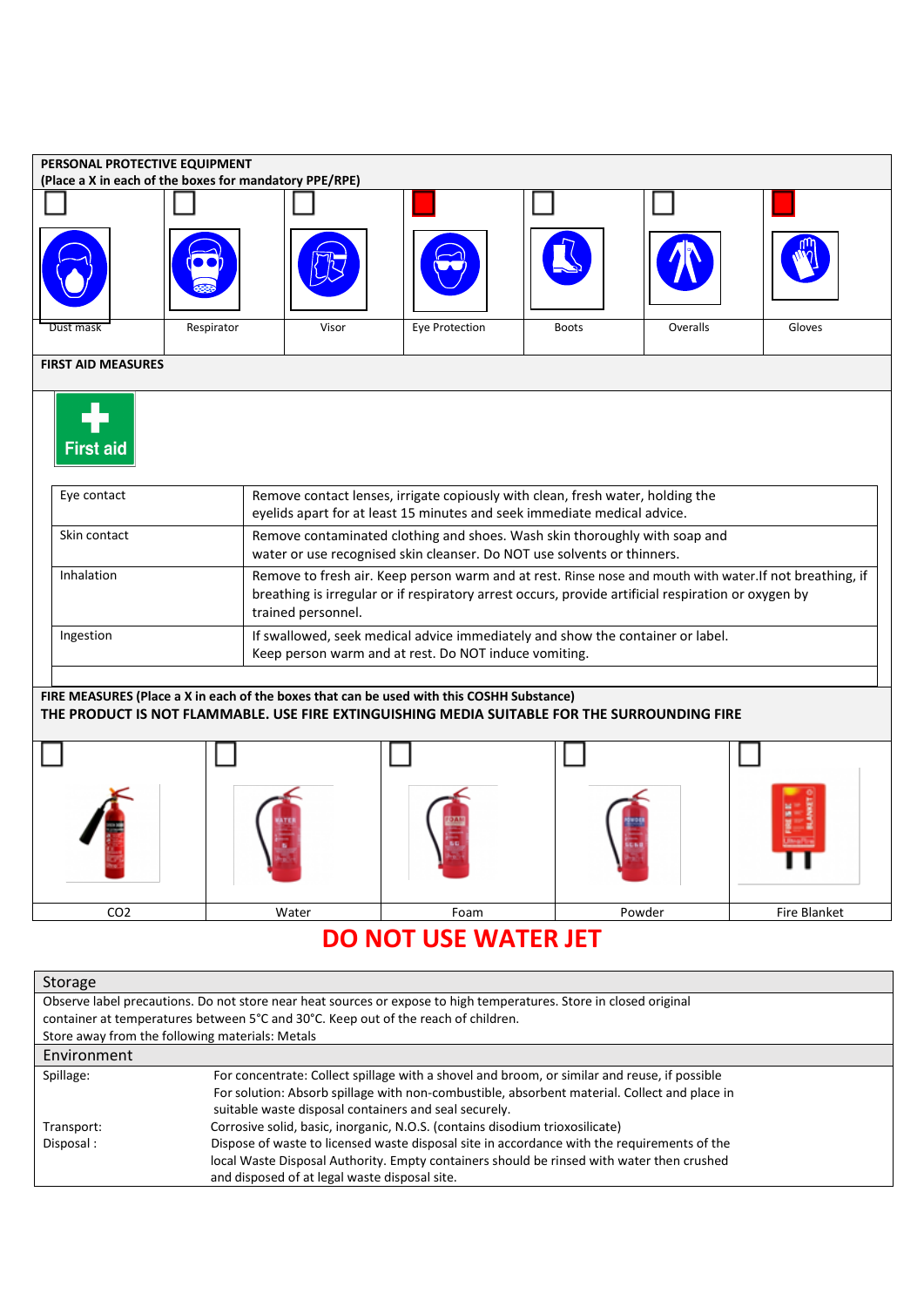## PERSONAL PROTECTIVE EQUIPMENT
**(Place a X in each of the boxes for mandatory PPE/RPE)**

| Dust mask | Respirator | Visor | Eye Protection | Boots | Overalls | Gloves |
|---|---|---|---|---|---|---|
| ☐ | ☐ | ☐ | ■ | ☐ | ☐ | ■ |

## FIRST AID MEASURES

First aid

| | |
|---|---|
| Eye contact | Remove contact lenses, irrigate copiously with clean, fresh water, holding the eyelids apart for at least 15 minutes and seek immediate medical advice. |
| Skin contact | Remove contaminated clothing and shoes. Wash skin thoroughly with soap and water or use recognised skin cleanser. Do NOT use solvents or thinners. |
| Inhalation | Remove to fresh air. Keep person warm and at rest. Rinse nose and mouth with water.If not breathing, if breathing is irregular or if respiratory arrest occurs, provide artificial respiration or oxygen by trained personnel. |
| Ingestion | If swallowed, seek medical advice immediately and show the container or label. Keep person warm and at rest. Do NOT induce vomiting. |

## FIRE MEASURES (Place a X in each of the boxes that can be used with this COSHH Substance)
**THE PRODUCT IS NOT FLAMMABLE. USE FIRE EXTINGUISHING MEDIA SUITABLE FOR THE SURROUNDING FIRE**

| CO2 | Water | Foam | Powder | Fire Blanket |
|---|---|---|---|---|
| ☐ | ☐ | ☐ | ☐ | ☐ |

**DO NOT USE WATER JET**

## Storage

Observe label precautions. Do not store near heat sources or expose to high temperatures. Store in closed original container at temperatures between 5°C and 30°C. Keep out of the reach of children.
Store away from the following materials: Metals

## Environment

| | |
|---|---|
| Spillage: | For concentrate: Collect spillage with a shovel and broom, or similar and reuse, if possible. For solution: Absorb spillage with non-combustible, absorbent material. Collect and place in suitable waste disposal containers and seal securely. |
| Transport: | Corrosive solid, basic, inorganic, N.O.S. (contains disodium trioxosilicate) |
| Disposal : | Dispose of waste to licensed waste disposal site in accordance with the requirements of the local Waste Disposal Authority. Empty containers should be rinsed with water then crushed and disposed of at legal waste disposal site. |